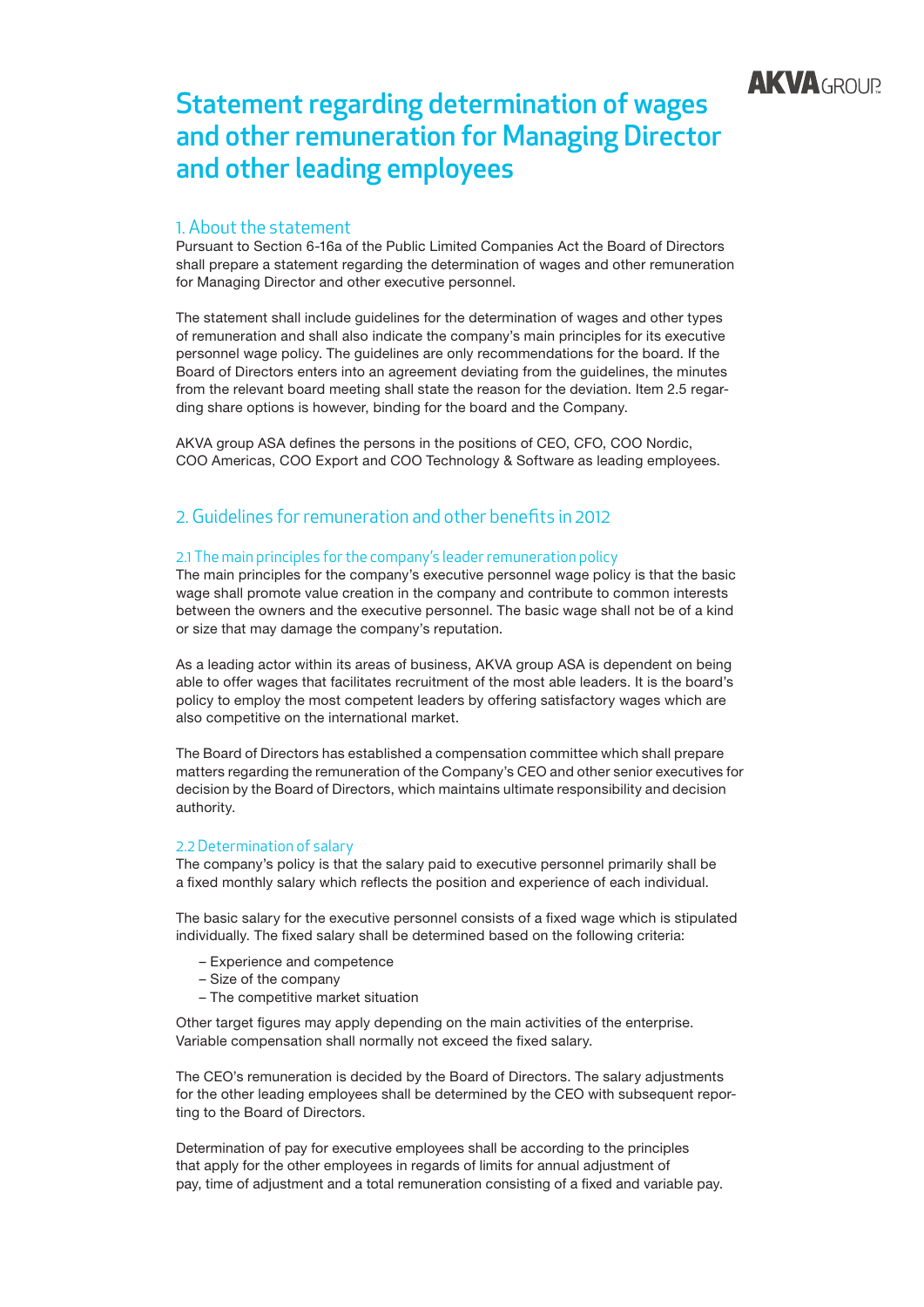# Statement regarding determination of wages and other remuneration for Managing Director and other leading employees

## 1. About the statement

Pursuant to Section 6-16a of the Public Limited Companies Act the Board of Directors shall prepare a statement regarding the determination of wages and other remuneration for Managing Director and other executive personnel.

The statement shall include guidelines for the determination of wages and other types of remuneration and shall also indicate the company's main principles for its executive personnel wage policy. The guidelines are only recommendations for the board. If the Board of Directors enters into an agreement deviating from the guidelines, the minutes from the relevant board meeting shall state the reason for the deviation. Item 2.5 regarding share options is however, binding for the board and the Company.

AKVA group ASA defines the persons in the positions of CEO, CFO, COO Nordic, COO Americas, COO Export and COO Technology & Software as leading employees.

## 2. Guidelines for remuneration and other benefits in 2012

### 2.1 The main principles for the company's leader remuneration policy

The main principles for the company's executive personnel wage policy is that the basic wage shall promote value creation in the company and contribute to common interests between the owners and the executive personnel. The basic wage shall not be of a kind or size that may damage the company's reputation.

As a leading actor within its areas of business, AKVA group ASA is dependent on being able to offer wages that facilitates recruitment of the most able leaders. It is the board's policy to employ the most competent leaders by offering satisfactory wages which are also competitive on the international market.

The Board of Directors has established a compensation committee which shall prepare matters regarding the remuneration of the Company's CEO and other senior executives for decision by the Board of Directors, which maintains ultimate responsibility and decision authority.

### 2.2 Determination of salary

The company's policy is that the salary paid to executive personnel primarily shall be a fixed monthly salary which reflects the position and experience of each individual.

The basic salary for the executive personnel consists of a fixed wage which is stipulated individually. The fixed salary shall be determined based on the following criteria:

- Experience and competence
- Size of the company
- The competitive market situation

Other target figures may apply depending on the main activities of the enterprise. Variable compensation shall normally not exceed the fixed salary.

The CEO's remuneration is decided by the Board of Directors. The salary adjustments for the other leading employees shall be determined by the CEO with subsequent reporting to the Board of Directors.

Determination of pay for executive employees shall be according to the principles that apply for the other employees in regards of limits for annual adjustment of pay, time of adjustment and a total remuneration consisting of a fixed and variable pay.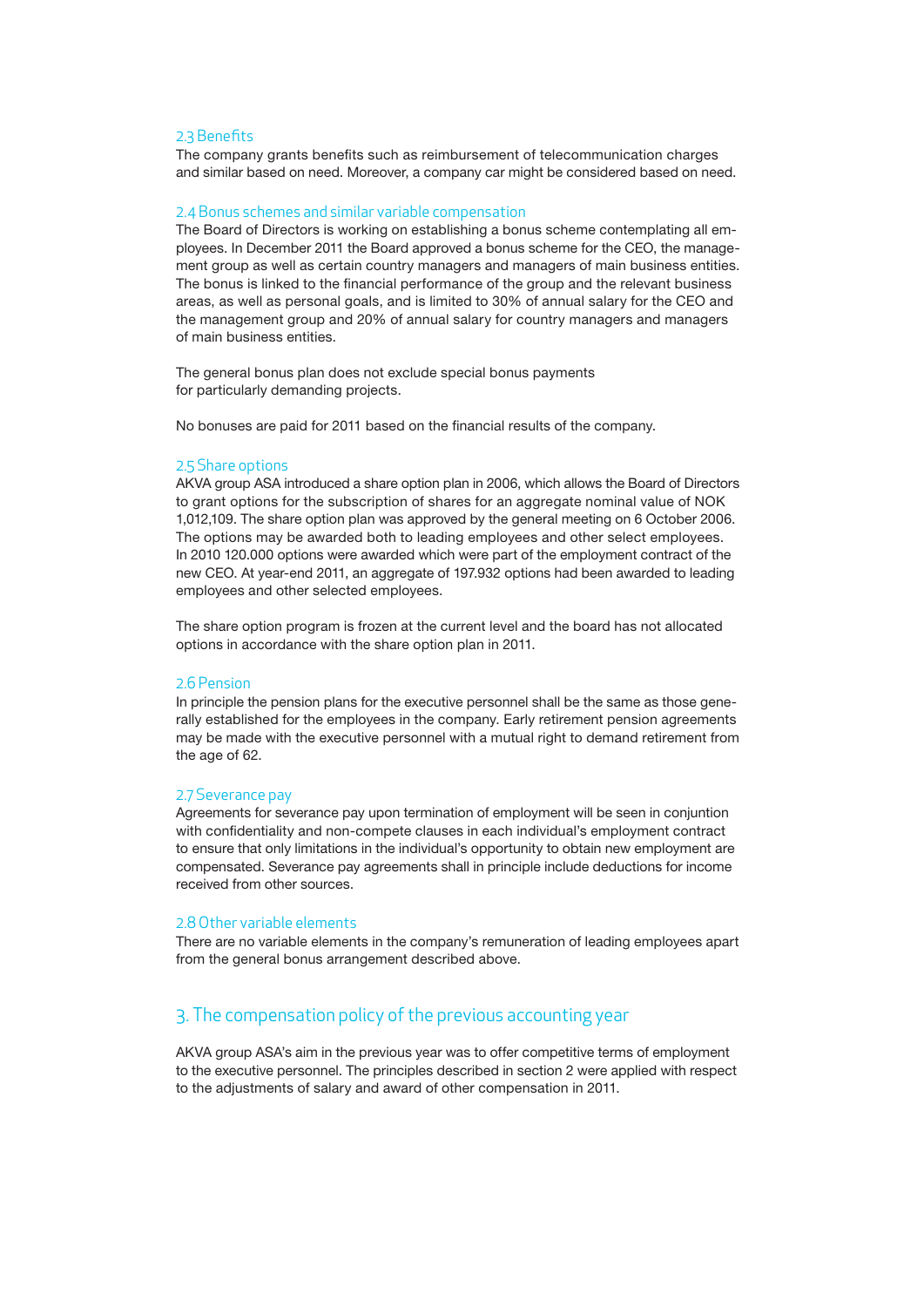### 2.3 Benefits

The company grants benefits such as reimbursement of telecommunication charges and similar based on need. Moreover, a company car might be considered based on need.

### 2.4 Bonus schemes and similar variable compensation

The Board of Directors is working on establishing a bonus scheme contemplating all employees. In December 2011 the Board approved a bonus scheme for the CEO, the management group as well as certain country managers and managers of main business entities. The bonus is linked to the financial performance of the group and the relevant business areas, as well as personal goals, and is limited to 30% of annual salary for the CEO and the management group and 20% of annual salary for country managers and managers of main business entities.

The general bonus plan does not exclude special bonus payments for particularly demanding projects.

No bonuses are paid for 2011 based on the financial results of the company.

### 2.5 Share options

AKVA group ASA introduced a share option plan in 2006, which allows the Board of Directors to grant options for the subscription of shares for an aggregate nominal value of NOK 1,012,109. The share option plan was approved by the general meeting on 6 October 2006. The options may be awarded both to leading employees and other select employees. In 2010 120.000 options were awarded which were part of the employment contract of the new CEO. At year-end 2011, an aggregate of 197.932 options had been awarded to leading employees and other selected employees.

The share option program is frozen at the current level and the board has not allocated options in accordance with the share option plan in 2011.

### 2.6 Pension

In principle the pension plans for the executive personnel shall be the same as those generally established for the employees in the company. Early retirement pension agreements may be made with the executive personnel with a mutual right to demand retirement from the age of 62.

### 2.7 Severance pay

Agreements for severance pay upon termination of employment will be seen in conjuntion with confidentiality and non-compete clauses in each individual's employment contract to ensure that only limitations in the individual's opportunity to obtain new employment are compensated. Severance pay agreements shall in principle include deductions for income received from other sources.

### 2.8 Other variable elements

There are no variable elements in the company's remuneration of leading employees apart from the general bonus arrangement described above.

## 3. The compensation policy of the previous accounting year

AKVA group ASA's aim in the previous year was to offer competitive terms of employment to the executive personnel. The principles described in section 2 were applied with respect to the adjustments of salary and award of other compensation in 2011.